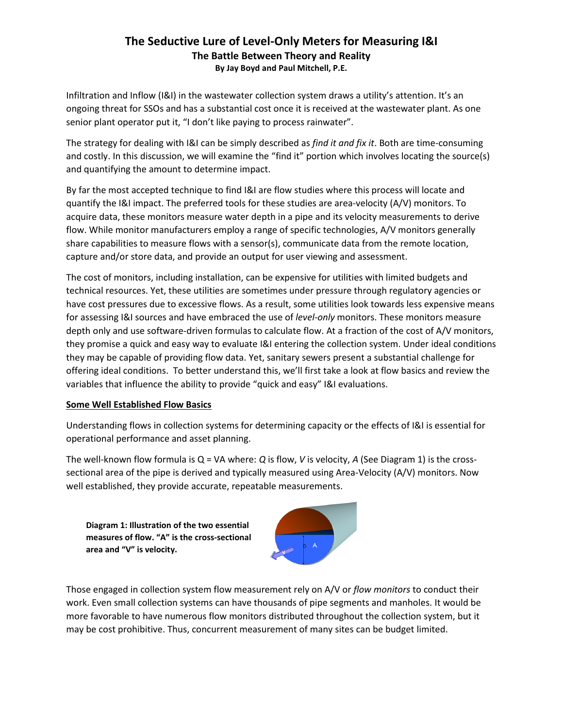# The Seductive Lure of Level-Only Meters for Measuring I&I

## The Battle Between Theory and Reality

**By Jay Boyd and Paul Mitchell, P.E.**

Infiltration and Inflow (I&I) in the wastewater collection system draws a utility's attention. It's an ongoing threat for SSOs and has a substantial cost once it is received at the wastewater plant. As one senior plant operator put it, "I don't like paying to process rainwater".

The strategy for dealing with I&I can be simply described as *find it and fix it*. Both are time-consuming and costly. In this discussion, we will examine the "find it" portion which involves locating the source(s) and quantifying the amount to determine impact.

By far the most accepted technique to find I&I are flow studies where this process will locate and quantify the I&I impact. The preferred tools for these studies are area-velocity (A/V) monitors. To acquire data, these monitors measure water depth in a pipe and its velocity measurements to derive flow. While monitor manufacturers employ a range of specific technologies, A/V monitors generally share capabilities to measure flows with a sensor(s), communicate data from the remote location, capture and/or store data, and provide an output for user viewing and assessment.

The cost of monitors, including installation, can be expensive for utilities with limited budgets and technical resources. Yet, these utilities are sometimes under pressure through regulatory agencies or have cost pressures due to excessive flows. As a result, some utilities look towards less expensive means for assessing I&I sources and have embraced the use of *level-only* monitors. These monitors measure depth only and use software-driven formulas to calculate flow. At a fraction of the cost of A/V monitors, they promise a quick and easy way to evaluate I&I entering the collection system. Under ideal conditions they may be capable of providing flow data. Yet, sanitary sewers present a substantial challenge for offering ideal conditions. To better understand this, we'll first take a look at flow basics and review the variables that influence the ability to provide "quick and easy" I&I evaluations.

### Some Well Established Flow Basics

Understanding flows in collection systems for determining capacity or the effects of I&I is essential for operational performance and asset planning.

The well-known flow formula is $Q = VA$ where: $Q$ is flow, $V$ is velocity, $A$ (See Diagram 1) is the cross-sectional area of the pipe is derived and typically measured using Area-Velocity (A/V) monitors. Now well established, they provide accurate, repeatable measurements.

**Diagram 1: Illustration of the two essential measures of flow. "A" is the cross-sectional area and "V" is velocity.**

Those engaged in collection system flow measurement rely on A/V or *flow monitors* to conduct their work. Even small collection systems can have thousands of pipe segments and manholes. It would be more favorable to have numerous flow monitors distributed throughout the collection system, but it may be cost prohibitive. Thus, concurrent measurement of many sites can be budget limited.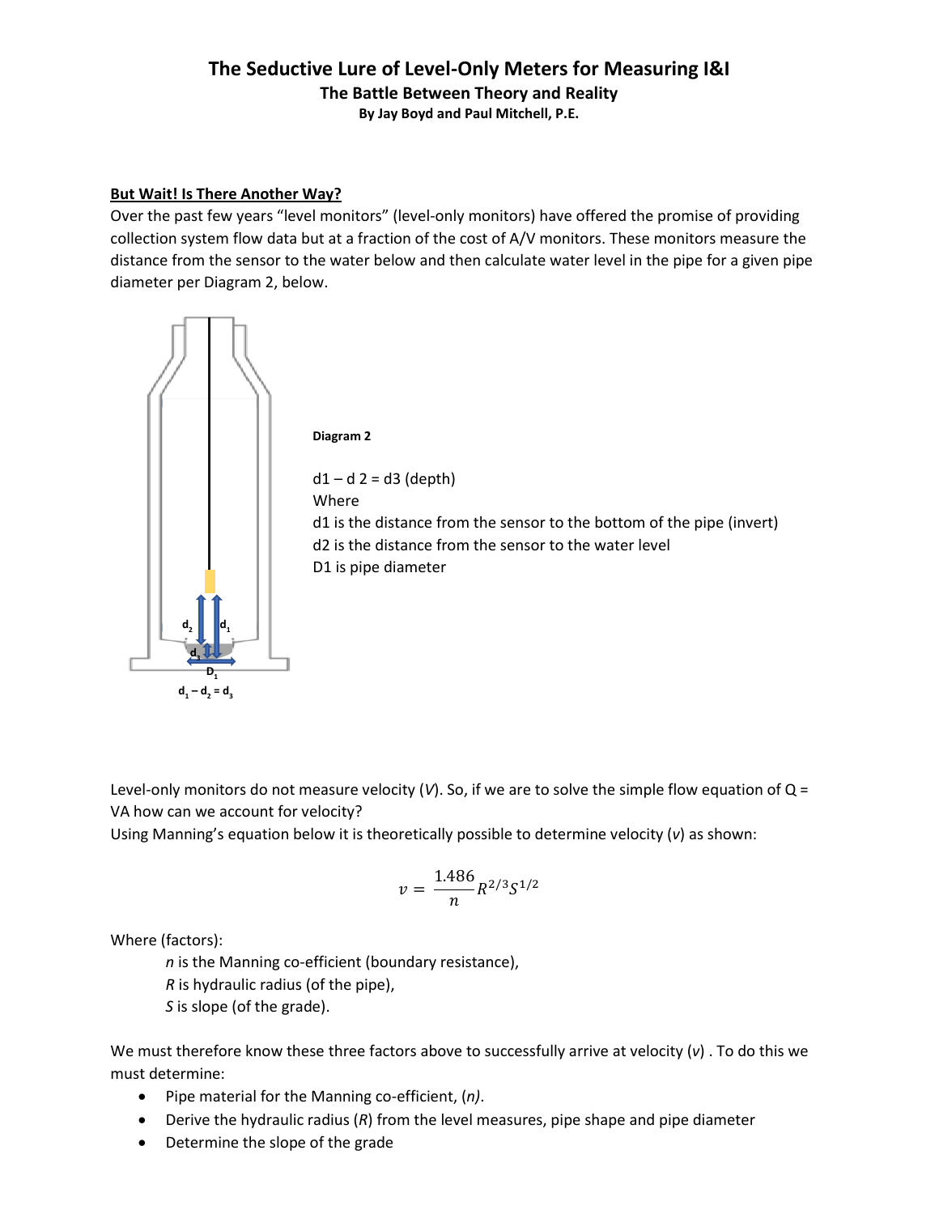# The Seductive Lure of Level-Only Meters for Measuring I&I

## The Battle Between Theory and Reality

**By Jay Boyd and Paul Mitchell, P.E.**

**But Wait! Is There Another Way?**

Over the past few years "level monitors" (level-only monitors) have offered the promise of providing collection system flow data but at a fraction of the cost of A/V monitors. These monitors measure the distance from the sensor to the water below and then calculate water level in the pipe for a given pipe diameter per Diagram 2, below.

$d_1 - d_2 = d_3$

**Diagram 2**

d1 – d 2 = d3 (depth)
Where
d1 is the distance from the sensor to the bottom of the pipe (invert)
d2 is the distance from the sensor to the water level
D1 is pipe diameter

Level-only monitors do not measure velocity (*V*). So, if we are to solve the simple flow equation of Q = VA how can we account for velocity?
Using Manning's equation below it is theoretically possible to determine velocity (*v*) as shown:

$$v = \frac{1.486}{n} R^{2/3} S^{1/2}$$

Where (factors):

*n* is the Manning co-efficient (boundary resistance),
*R* is hydraulic radius (of the pipe),
*S* is slope (of the grade).

We must therefore know these three factors above to successfully arrive at velocity (*v*) . To do this we must determine:

- Pipe material for the Manning co-efficient, (*n*).
- Derive the hydraulic radius (*R*) from the level measures, pipe shape and pipe diameter
- Determine the slope of the grade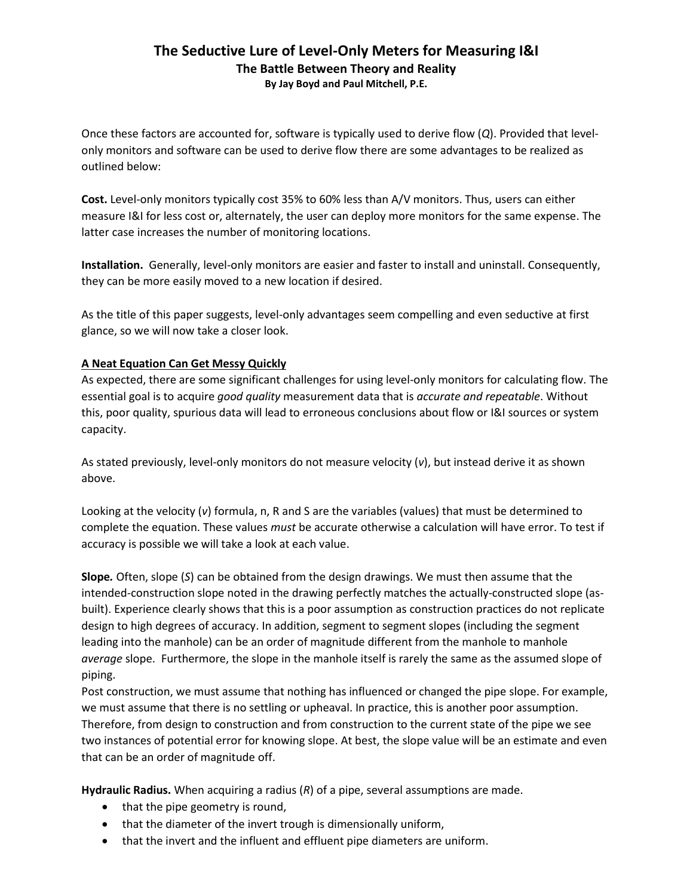Once these factors are accounted for, software is typically used to derive flow (*Q*). Provided that level-only monitors and software can be used to derive flow there are some advantages to be realized as outlined below:

**Cost.** Level-only monitors typically cost 35% to 60% less than A/V monitors. Thus, users can either measure I&I for less cost or, alternately, the user can deploy more monitors for the same expense. The latter case increases the number of monitoring locations.

**Installation.** Generally, level-only monitors are easier and faster to install and uninstall. Consequently, they can be more easily moved to a new location if desired.

As the title of this paper suggests, level-only advantages seem compelling and even seductive at first glance, so we will now take a closer look.

**<u>A Neat Equation Can Get Messy Quickly</u>**

As expected, there are some significant challenges for using level-only monitors for calculating flow. The essential goal is to acquire *good quality* measurement data that is *accurate and repeatable*. Without this, poor quality, spurious data will lead to erroneous conclusions about flow or I&I sources or system capacity.

As stated previously, level-only monitors do not measure velocity (*v*), but instead derive it as shown above.

Looking at the velocity (*v*) formula, n, R and S are the variables (values) that must be determined to complete the equation. These values *must* be accurate otherwise a calculation will have error. To test if accuracy is possible we will take a look at each value.

**Slope.** Often, slope (*S*) can be obtained from the design drawings. We must then assume that the intended-construction slope noted in the drawing perfectly matches the actually-constructed slope (as-built). Experience clearly shows that this is a poor assumption as construction practices do not replicate design to high degrees of accuracy. In addition, segment to segment slopes (including the segment leading into the manhole) can be an order of magnitude different from the manhole to manhole *average* slope. Furthermore, the slope in the manhole itself is rarely the same as the assumed slope of piping.

Post construction, we must assume that nothing has influenced or changed the pipe slope. For example, we must assume that there is no settling or upheaval. In practice, this is another poor assumption. Therefore, from design to construction and from construction to the current state of the pipe we see two instances of potential error for knowing slope. At best, the slope value will be an estimate and even that can be an order of magnitude off.

**Hydraulic Radius.** When acquiring a radius (*R*) of a pipe, several assumptions are made.

- that the pipe geometry is round,
- that the diameter of the invert trough is dimensionally uniform,
- that the invert and the influent and effluent pipe diameters are uniform.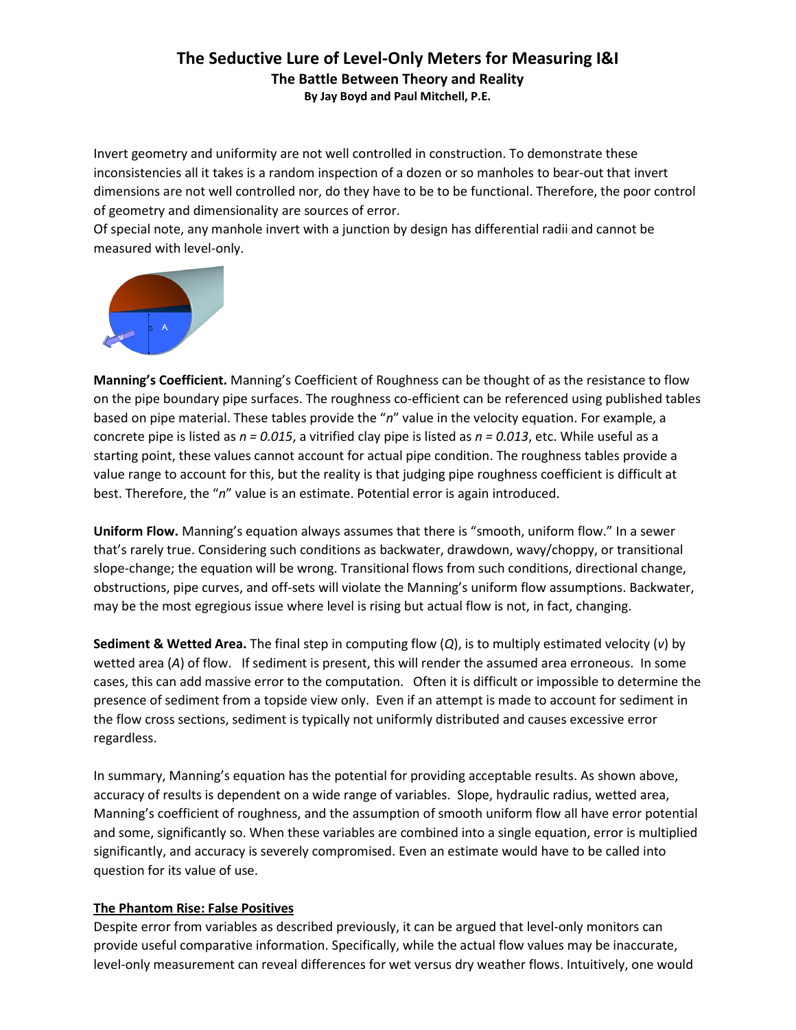Invert geometry and uniformity are not well controlled in construction. To demonstrate these inconsistencies all it takes is a random inspection of a dozen or so manholes to bear-out that invert dimensions are not well controlled nor, do they have to be to be functional. Therefore, the poor control of geometry and dimensionality are sources of error.

Of special note, any manhole invert with a junction by design has differential radii and cannot be measured with level-only.

**Manning's Coefficient.** Manning's Coefficient of Roughness can be thought of as the resistance to flow on the pipe boundary pipe surfaces. The roughness co-efficient can be referenced using published tables based on pipe material. These tables provide the "*n*" value in the velocity equation. For example, a concrete pipe is listed as $n = 0.015$, a vitrified clay pipe is listed as $n = 0.013$, etc. While useful as a starting point, these values cannot account for actual pipe condition. The roughness tables provide a value range to account for this, but the reality is that judging pipe roughness coefficient is difficult at best. Therefore, the "*n*" value is an estimate. Potential error is again introduced.

**Uniform Flow.** Manning's equation always assumes that there is "smooth, uniform flow." In a sewer that's rarely true. Considering such conditions as backwater, drawdown, wavy/choppy, or transitional slope-change; the equation will be wrong. Transitional flows from such conditions, directional change, obstructions, pipe curves, and off-sets will violate the Manning's uniform flow assumptions. Backwater, may be the most egregious issue where level is rising but actual flow is not, in fact, changing.

**Sediment & Wetted Area.** The final step in computing flow (*Q*), is to multiply estimated velocity (*v*) by wetted area (*A*) of flow. If sediment is present, this will render the assumed area erroneous. In some cases, this can add massive error to the computation. Often it is difficult or impossible to determine the presence of sediment from a topside view only. Even if an attempt is made to account for sediment in the flow cross sections, sediment is typically not uniformly distributed and causes excessive error regardless.

In summary, Manning's equation has the potential for providing acceptable results. As shown above, accuracy of results is dependent on a wide range of variables. Slope, hydraulic radius, wetted area, Manning's coefficient of roughness, and the assumption of smooth uniform flow all have error potential and some, significantly so. When these variables are combined into a single equation, error is multiplied significantly, and accuracy is severely compromised. Even an estimate would have to be called into question for its value of use.

## The Phantom Rise: False Positives

Despite error from variables as described previously, it can be argued that level-only monitors can provide useful comparative information. Specifically, while the actual flow values may be inaccurate, level-only measurement can reveal differences for wet versus dry weather flows. Intuitively, one would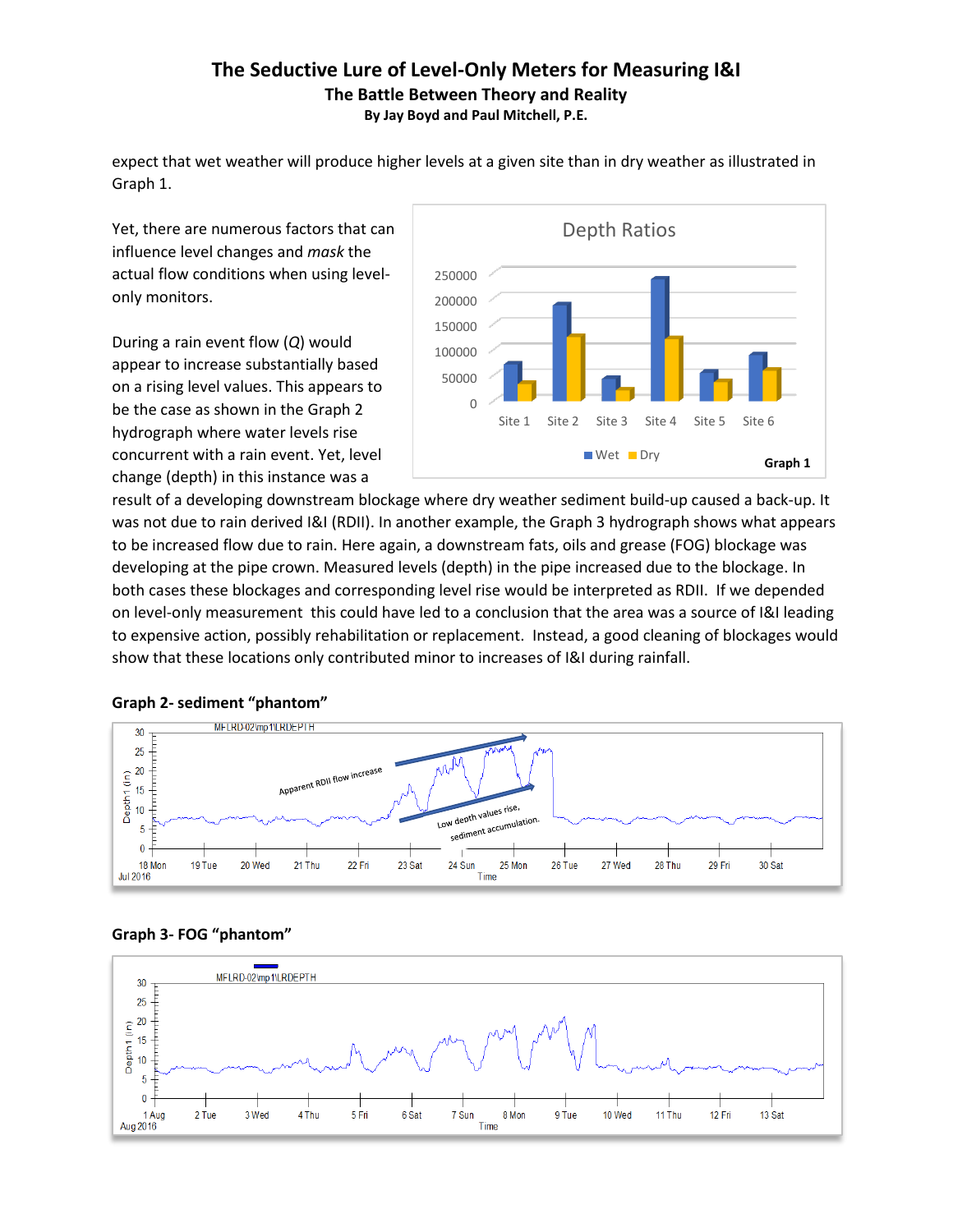expect that wet weather will produce higher levels at a given site than in dry weather as illustrated in Graph 1.

Yet, there are numerous factors that can influence level changes and *mask* the actual flow conditions when using level-only monitors.

During a rain event flow (*Q*) would appear to increase substantially based on a rising level values. This appears to be the case as shown in the Graph 2 hydrograph where water levels rise concurrent with a rain event. Yet, level change (depth) in this instance was a result of a developing downstream blockage where dry weather sediment build-up caused a back-up. It was not due to rain derived I&I (RDII). In another example, the Graph 3 hydrograph shows what appears to be increased flow due to rain. Here again, a downstream fats, oils and grease (FOG) blockage was developing at the pipe crown. Measured levels (depth) in the pipe increased due to the blockage. In both cases these blockages and corresponding level rise would be interpreted as RDII. If we depended on level-only measurement this could have led to a conclusion that the area was a source of I&I leading to expensive action, possibly rehabilitation or replacement. Instead, a good cleaning of blockages would show that these locations only contributed minor to increases of I&I during rainfall.

**Graph 1**

**Graph 2- sediment "phantom"**

**Graph 3- FOG "phantom"**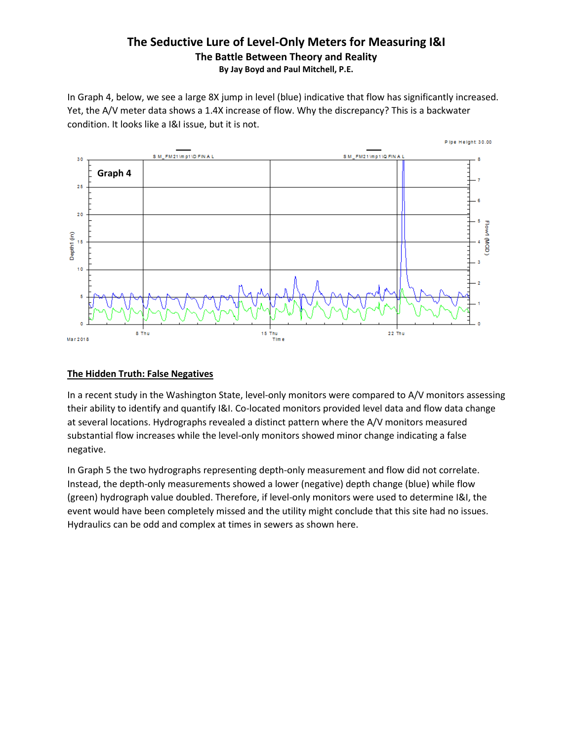# The Seductive Lure of Level-Only Meters for Measuring I&I

### The Battle Between Theory and Reality

**By Jay Boyd and Paul Mitchell, P.E.**

In Graph 4, below, we see a large 8X jump in level (blue) indicative that flow has significantly increased. Yet, the A/V meter data shows a 1.4X increase of flow. Why the discrepancy? This is a backwater condition. It looks like a I&I issue, but it is not.

Graph 4

## The Hidden Truth: False Negatives

In a recent study in the Washington State, level-only monitors were compared to A/V monitors assessing their ability to identify and quantify I&I. Co-located monitors provided level data and flow data change at several locations. Hydrographs revealed a distinct pattern where the A/V monitors measured substantial flow increases while the level-only monitors showed minor change indicating a false negative.

In Graph 5 the two hydrographs representing depth-only measurement and flow did not correlate. Instead, the depth-only measurements showed a lower (negative) depth change (blue) while flow (green) hydrograph value doubled. Therefore, if level-only monitors were used to determine I&I, the event would have been completely missed and the utility might conclude that this site had no issues. Hydraulics can be odd and complex at times in sewers as shown here.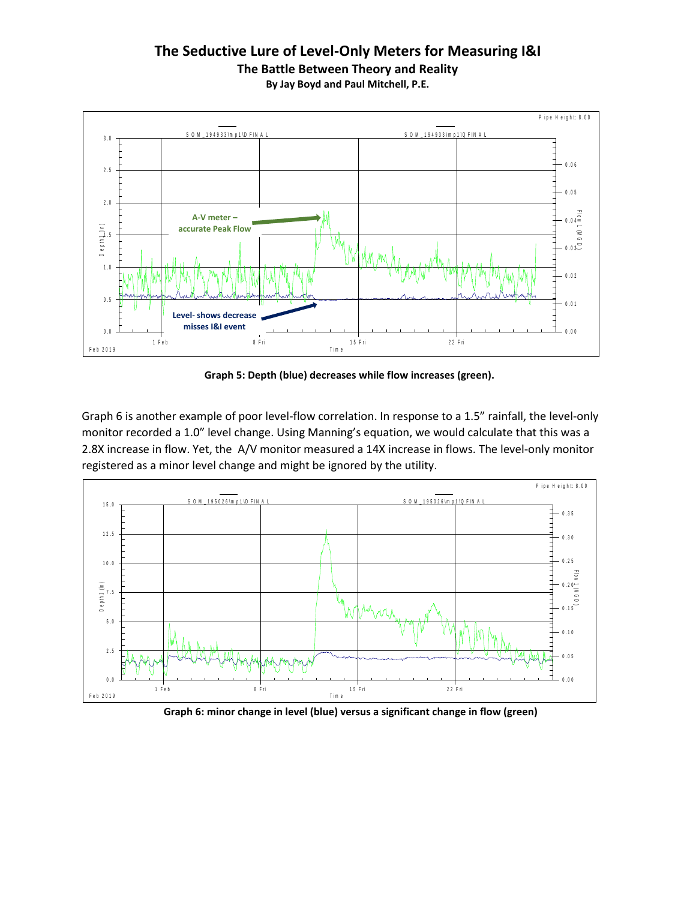# The Seductive Lure of Level-Only Meters for Measuring I&I

**The Battle Between Theory and Reality**

**By Jay Boyd and Paul Mitchell, P.E.**

**Graph 5: Depth (blue) decreases while flow increases (green).**

Graph 6 is another example of poor level-flow correlation. In response to a 1.5" rainfall, the level-only monitor recorded a 1.0" level change. Using Manning's equation, we would calculate that this was a 2.8X increase in flow. Yet, the A/V monitor measured a 14X increase in flows. The level-only monitor registered as a minor level change and might be ignored by the utility.

**Graph 6: minor change in level (blue) versus a significant change in flow (green)**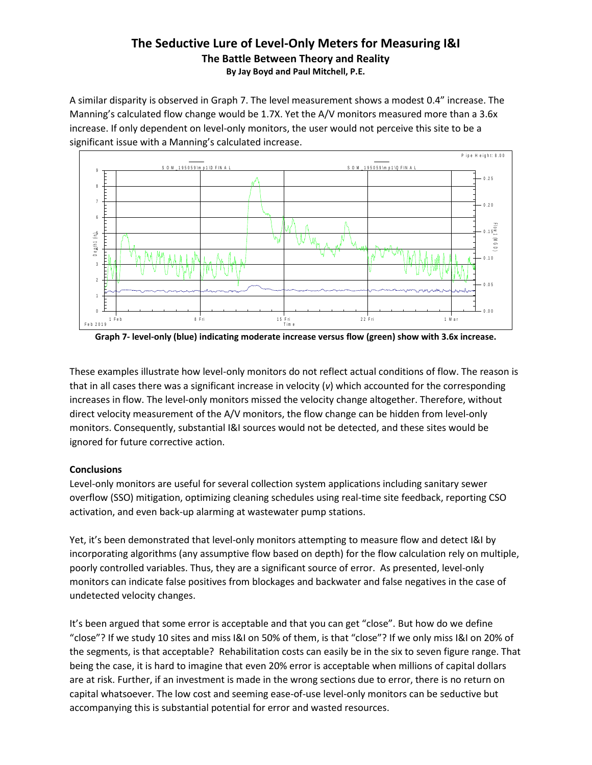# The Seductive Lure of Level-Only Meters for Measuring I&I

## The Battle Between Theory and Reality

**By Jay Boyd and Paul Mitchell, P.E.**

A similar disparity is observed in Graph 7. The level measurement shows a modest 0.4" increase. The Manning's calculated flow change would be 1.7X. Yet the A/V monitors measured more than a 3.6x increase. If only dependent on level-only monitors, the user would not perceive this site to be a significant issue with a Manning's calculated increase.

**Graph 7- level-only (blue) indicating moderate increase versus flow (green) show with 3.6x increase.**

These examples illustrate how level-only monitors do not reflect actual conditions of flow. The reason is that in all cases there was a significant increase in velocity (*v*) which accounted for the corresponding increases in flow. The level-only monitors missed the velocity change altogether. Therefore, without direct velocity measurement of the A/V monitors, the flow change can be hidden from level-only monitors. Consequently, substantial I&I sources would not be detected, and these sites would be ignored for future corrective action.

**Conclusions**

Level-only monitors are useful for several collection system applications including sanitary sewer overflow (SSO) mitigation, optimizing cleaning schedules using real-time site feedback, reporting CSO activation, and even back-up alarming at wastewater pump stations.

Yet, it's been demonstrated that level-only monitors attempting to measure flow and detect I&I by incorporating algorithms (any assumptive flow based on depth) for the flow calculation rely on multiple, poorly controlled variables. Thus, they are a significant source of error. As presented, level-only monitors can indicate false positives from blockages and backwater and false negatives in the case of undetected velocity changes.

It's been argued that some error is acceptable and that you can get "close". But how do we define "close"? If we study 10 sites and miss I&I on 50% of them, is that "close"? If we only miss I&I on 20% of the segments, is that acceptable? Rehabilitation costs can easily be in the six to seven figure range. That being the case, it is hard to imagine that even 20% error is acceptable when millions of capital dollars are at risk. Further, if an investment is made in the wrong sections due to error, there is no return on capital whatsoever. The low cost and seeming ease-of-use level-only monitors can be seductive but accompanying this is substantial potential for error and wasted resources.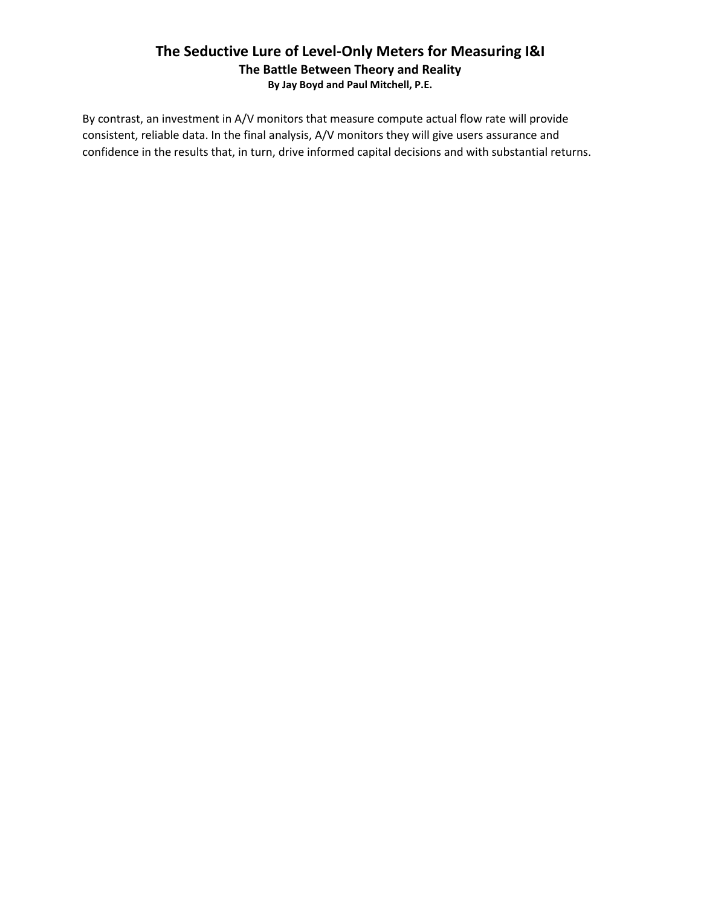By contrast, an investment in A/V monitors that measure compute actual flow rate will provide consistent, reliable data. In the final analysis, A/V monitors they will give users assurance and confidence in the results that, in turn, drive informed capital decisions and with substantial returns.